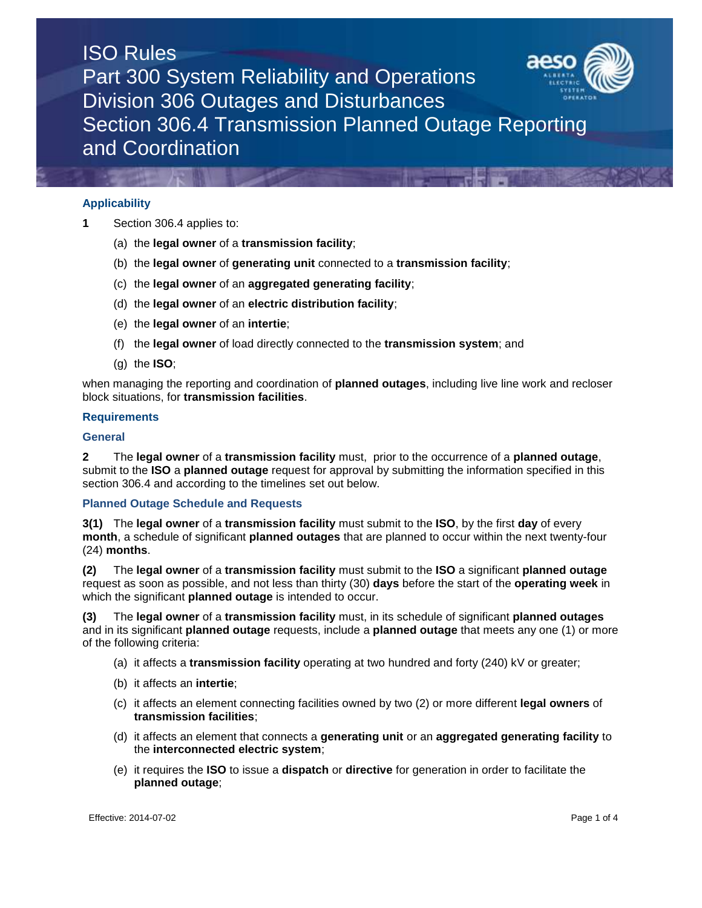# ISO Rules
## Part 300 System Reliability and Operations
## Division 306 Outages and Disturbances
## Section 306.4 Transmission Planned Outage Reporting and Coordination

### Applicability

**1** Section 306.4 applies to:

(a) the **legal owner** of a **transmission facility**;

(b) the **legal owner** of **generating unit** connected to a **transmission facility**;

(c) the **legal owner** of an **aggregated generating facility**;

(d) the **legal owner** of an **electric distribution facility**;

(e) the **legal owner** of an **intertie**;

(f) the **legal owner** of load directly connected to the **transmission system**; and

(g) the **ISO**;

when managing the reporting and coordination of **planned outages**, including live line work and recloser block situations, for **transmission facilities**.

### Requirements

#### General

**2** The **legal owner** of a **transmission facility** must, prior to the occurrence of a **planned outage**, submit to the **ISO** a **planned outage** request for approval by submitting the information specified in this section 306.4 and according to the timelines set out below.

#### Planned Outage Schedule and Requests

**3(1)** The **legal owner** of a **transmission facility** must submit to the **ISO**, by the first **day** of every **month**, a schedule of significant **planned outages** that are planned to occur within the next twenty-four (24) **months**.

**(2)** The **legal owner** of a **transmission facility** must submit to the **ISO** a significant **planned outage** request as soon as possible, and not less than thirty (30) **days** before the start of the **operating week** in which the significant **planned outage** is intended to occur.

**(3)** The **legal owner** of a **transmission facility** must, in its schedule of significant **planned outages** and in its significant **planned outage** requests, include a **planned outage** that meets any one (1) or more of the following criteria:

(a) it affects a **transmission facility** operating at two hundred and forty (240) kV or greater;

(b) it affects an **intertie**;

(c) it affects an element connecting facilities owned by two (2) or more different **legal owners** of **transmission facilities**;

(d) it affects an element that connects a **generating unit** or an **aggregated generating facility** to the **interconnected electric system**;

(e) it requires the **ISO** to issue a **dispatch** or **directive** for generation in order to facilitate the **planned outage**;

Effective: 2014-07-02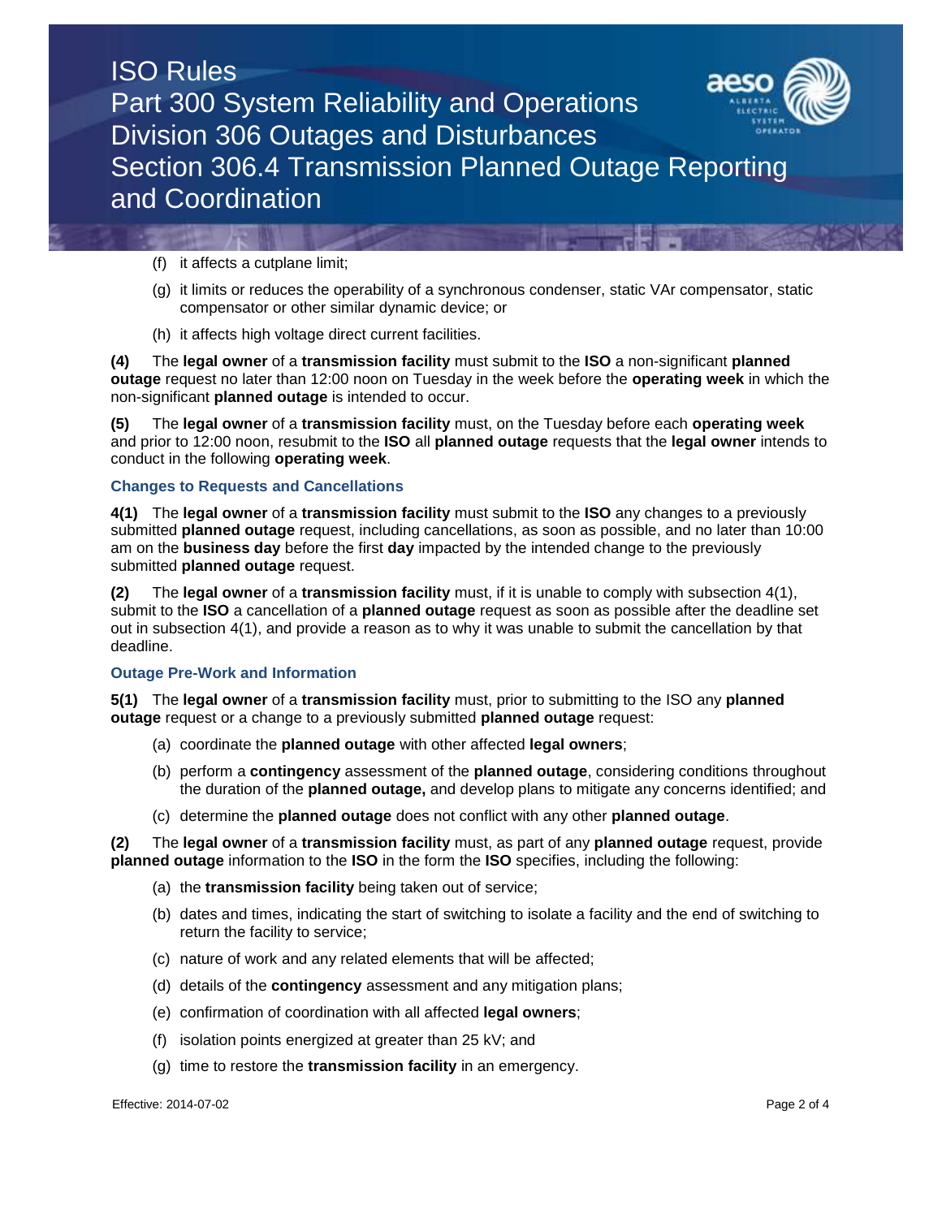(f) it affects a cutplane limit;

(g) it limits or reduces the operability of a synchronous condenser, static VAr compensator, static compensator or other similar dynamic device; or

(h) it affects high voltage direct current facilities.

**(4)** The **legal owner** of a **transmission facility** must submit to the **ISO** a non-significant **planned outage** request no later than 12:00 noon on Tuesday in the week before the **operating week** in which the non-significant **planned outage** is intended to occur.

**(5)** The **legal owner** of a **transmission facility** must, on the Tuesday before each **operating week** and prior to 12:00 noon, resubmit to the **ISO** all **planned outage** requests that the **legal owner** intends to conduct in the following **operating week**.

### Changes to Requests and Cancellations

**4(1)** The **legal owner** of a **transmission facility** must submit to the **ISO** any changes to a previously submitted **planned outage** request, including cancellations, as soon as possible, and no later than 10:00 am on the **business day** before the first **day** impacted by the intended change to the previously submitted **planned outage** request.

**(2)** The **legal owner** of a **transmission facility** must, if it is unable to comply with subsection 4(1), submit to the **ISO** a cancellation of a **planned outage** request as soon as possible after the deadline set out in subsection 4(1), and provide a reason as to why it was unable to submit the cancellation by that deadline.

### Outage Pre-Work and Information

**5(1)** The **legal owner** of a **transmission facility** must, prior to submitting to the ISO any **planned outage** request or a change to a previously submitted **planned outage** request:

(a) coordinate the **planned outage** with other affected **legal owners**;

(b) perform a **contingency** assessment of the **planned outage**, considering conditions throughout the duration of the **planned outage,** and develop plans to mitigate any concerns identified; and

(c) determine the **planned outage** does not conflict with any other **planned outage**.

**(2)** The **legal owner** of a **transmission facility** must, as part of any **planned outage** request, provide **planned outage** information to the **ISO** in the form the **ISO** specifies, including the following:

(a) the **transmission facility** being taken out of service;

(b) dates and times, indicating the start of switching to isolate a facility and the end of switching to return the facility to service;

(c) nature of work and any related elements that will be affected;

(d) details of the **contingency** assessment and any mitigation plans;

(e) confirmation of coordination with all affected **legal owners**;

(f) isolation points energized at greater than 25 kV; and

(g) time to restore the **transmission facility** in an emergency.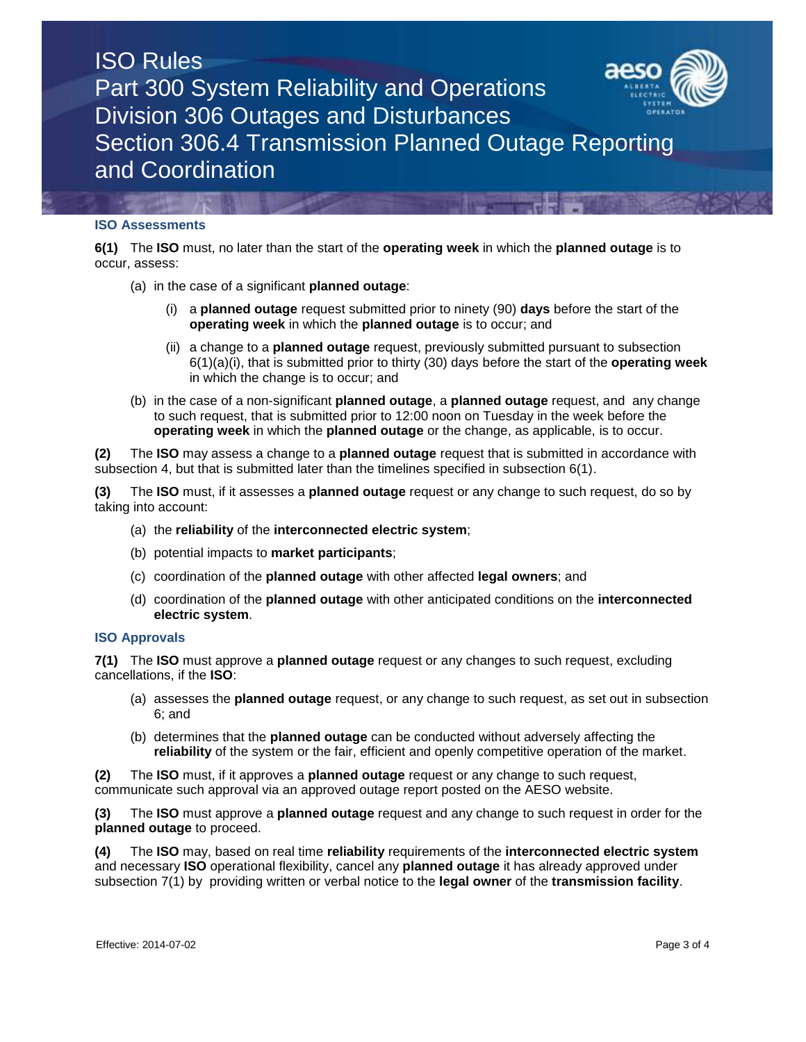### ISO Assessments

**6(1)** The **ISO** must, no later than the start of the **operating week** in which the **planned outage** is to occur, assess:

(a) in the case of a significant **planned outage**:

(i) a **planned outage** request submitted prior to ninety (90) **days** before the start of the **operating week** in which the **planned outage** is to occur; and

(ii) a change to a **planned outage** request, previously submitted pursuant to subsection 6(1)(a)(i), that is submitted prior to thirty (30) days before the start of the **operating week** in which the change is to occur; and

(b) in the case of a non-significant **planned outage**, a **planned outage** request, and any change to such request, that is submitted prior to 12:00 noon on Tuesday in the week before the **operating week** in which the **planned outage** or the change, as applicable, is to occur.

**(2)** The **ISO** may assess a change to a **planned outage** request that is submitted in accordance with subsection 4, but that is submitted later than the timelines specified in subsection 6(1).

**(3)** The **ISO** must, if it assesses a **planned outage** request or any change to such request, do so by taking into account:

(a) the **reliability** of the **interconnected electric system**;

(b) potential impacts to **market participants**;

(c) coordination of the **planned outage** with other affected **legal owners**; and

(d) coordination of the **planned outage** with other anticipated conditions on the **interconnected electric system**.

### ISO Approvals

**7(1)** The **ISO** must approve a **planned outage** request or any changes to such request, excluding cancellations, if the **ISO**:

(a) assesses the **planned outage** request, or any change to such request, as set out in subsection 6; and

(b) determines that the **planned outage** can be conducted without adversely affecting the **reliability** of the system or the fair, efficient and openly competitive operation of the market.

**(2)** The **ISO** must, if it approves a **planned outage** request or any change to such request, communicate such approval via an approved outage report posted on the AESO website.

**(3)** The **ISO** must approve a **planned outage** request and any change to such request in order for the **planned outage** to proceed.

**(4)** The **ISO** may, based on real time **reliability** requirements of the **interconnected electric system** and necessary **ISO** operational flexibility, cancel any **planned outage** it has already approved under subsection 7(1) by providing written or verbal notice to the **legal owner** of the **transmission facility**.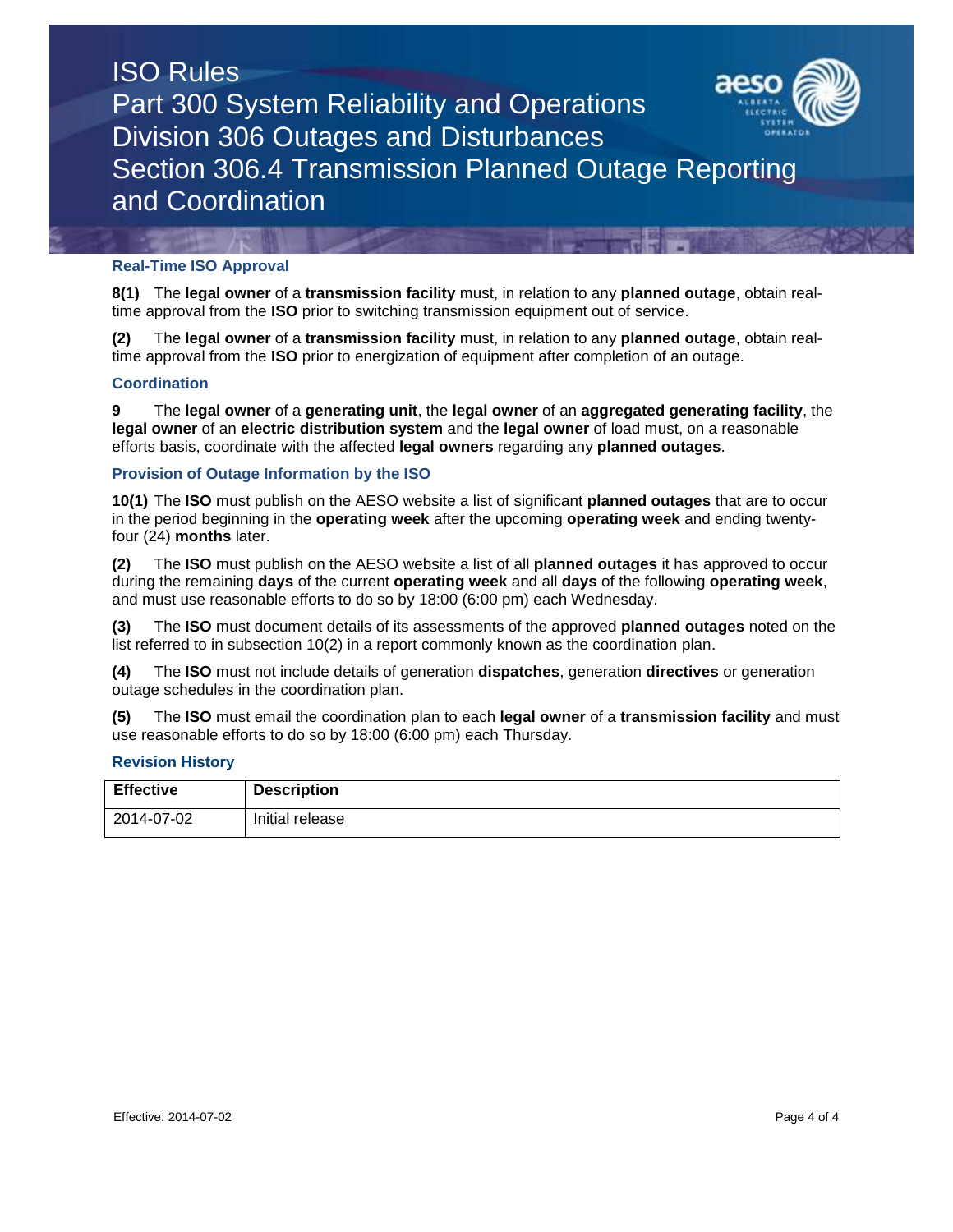### Real-Time ISO Approval

**8(1)** The **legal owner** of a **transmission facility** must, in relation to any **planned outage**, obtain real-time approval from the **ISO** prior to switching transmission equipment out of service.

**(2)** The **legal owner** of a **transmission facility** must, in relation to any **planned outage**, obtain real-time approval from the **ISO** prior to energization of equipment after completion of an outage.

### Coordination

**9** The **legal owner** of a **generating unit**, the **legal owner** of an **aggregated generating facility**, the **legal owner** of an **electric distribution system** and the **legal owner** of load must, on a reasonable efforts basis, coordinate with the affected **legal owners** regarding any **planned outages**.

### Provision of Outage Information by the ISO

**10(1)** The **ISO** must publish on the AESO website a list of significant **planned outages** that are to occur in the period beginning in the **operating week** after the upcoming **operating week** and ending twenty-four (24) **months** later.

**(2)** The **ISO** must publish on the AESO website a list of all **planned outages** it has approved to occur during the remaining **days** of the current **operating week** and all **days** of the following **operating week**, and must use reasonable efforts to do so by 18:00 (6:00 pm) each Wednesday.

**(3)** The **ISO** must document details of its assessments of the approved **planned outages** noted on the list referred to in subsection 10(2) in a report commonly known as the coordination plan.

**(4)** The **ISO** must not include details of generation **dispatches**, generation **directives** or generation outage schedules in the coordination plan.

**(5)** The **ISO** must email the coordination plan to each **legal owner** of a **transmission facility** and must use reasonable efforts to do so by 18:00 (6:00 pm) each Thursday.

### Revision History

| Effective | Description |
|---|---|
| 2014-07-02 | Initial release |